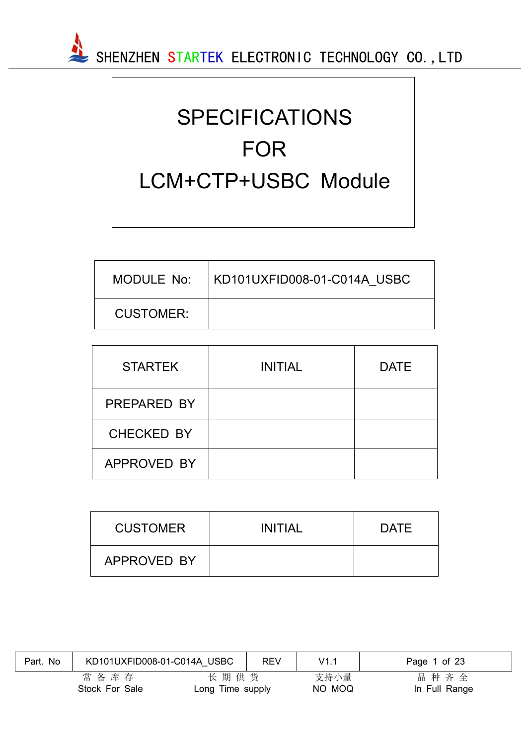SHENZHEN STARTEK ELECTRONIC TECHNOLOGY CO.,LTD

# SPECIFICATIONS
# FOR
# LCM+CTP+USBC Module

| MODULE No: | KD101UXFID008-01-C014A_USBC |
|---|---|
| CUSTOMER: | |

| STARTEK | INITIAL | DATE |
|---|---|---|
| PREPARED BY | | |
| CHECKED BY | | |
| APPROVED BY | | |

| CUSTOMER | INITIAL | DATE |
|---|---|---|
| APPROVED BY | | |

| Part. No | KD101UXFID008-01-C014A_USBC | REV | V1.1 |
|---|---|---|---|

常备库存 Stock For Sale | 长期供货 Long Time supply | 支持小量 NO MOQ | 品种齐全 In Full Range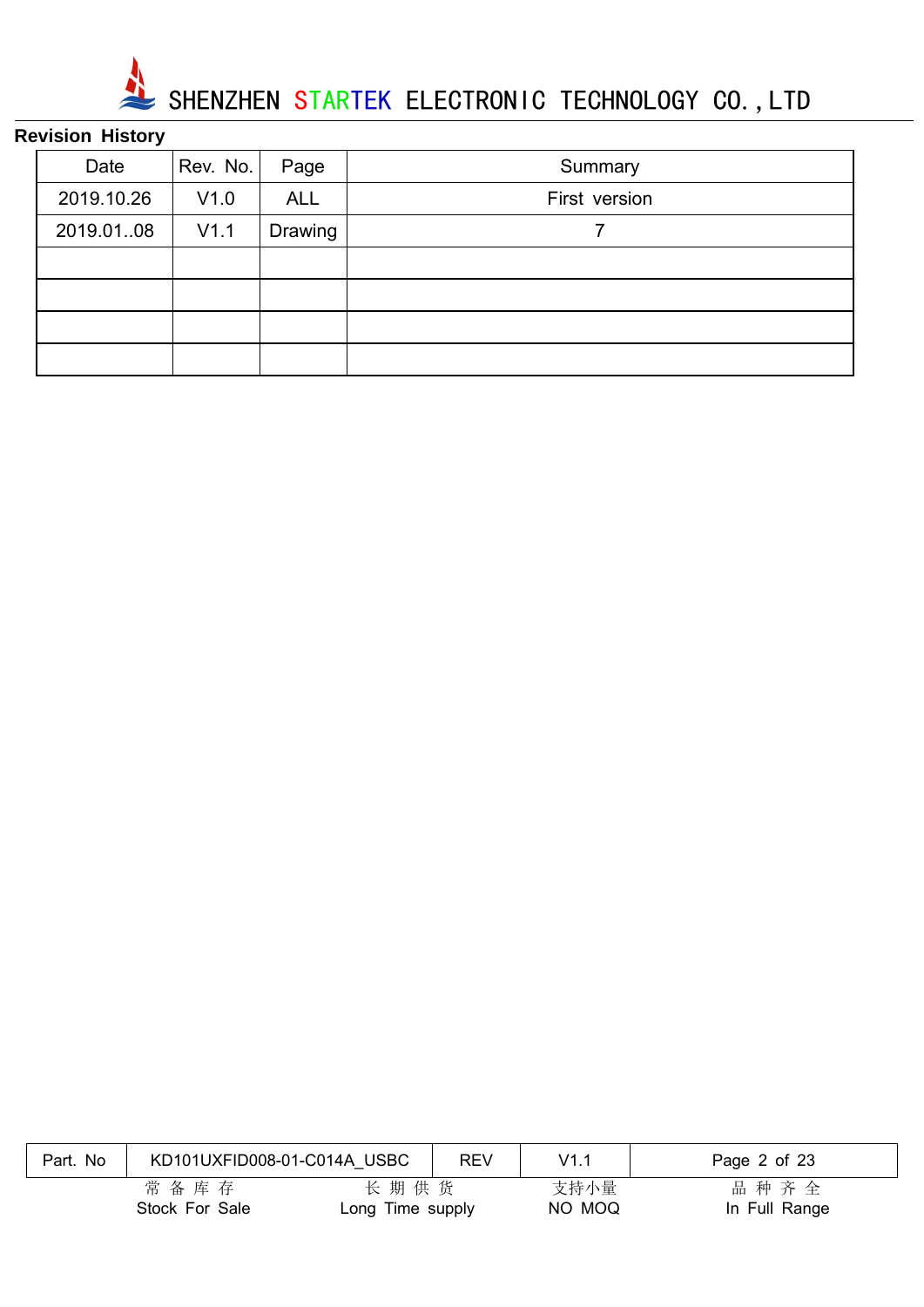## Revision History

| Date | Rev. No. | Page | Summary |
|---|---|---|---|
| 2019.10.26 | V1.0 | ALL | First version |
| 2019.01..08 | V1.1 | Drawing | 7 |
| | | | |
| | | | |
| | | | |
| | | | |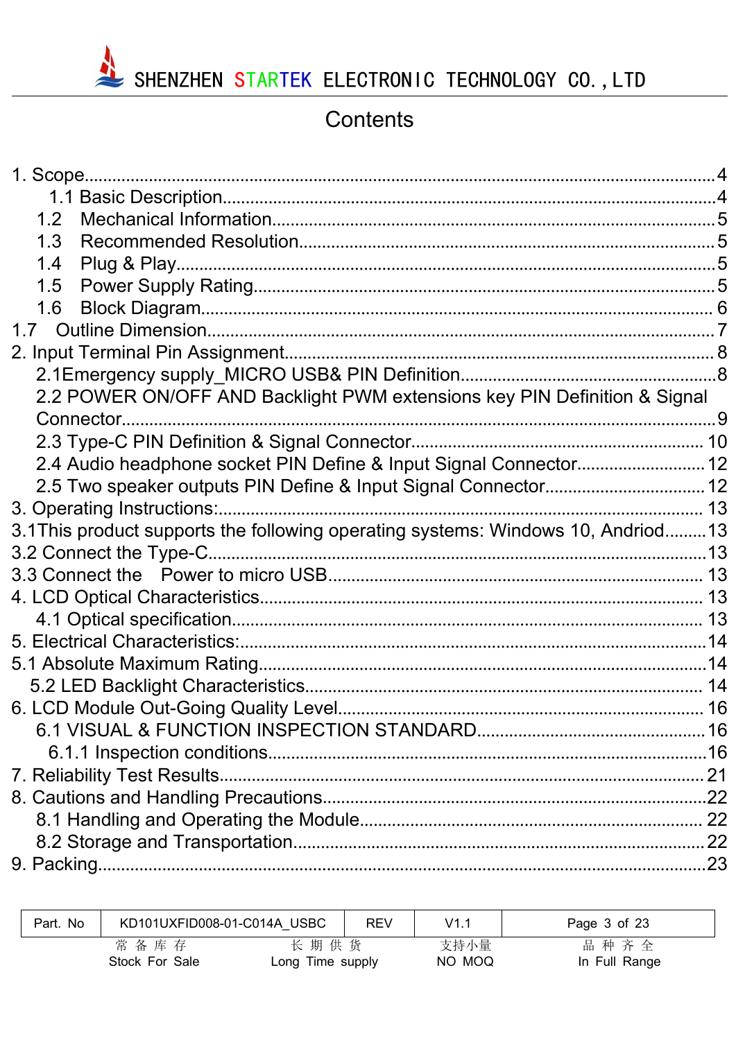# Contents

1. Scope........................................................................................................4
   - 1.1 Basic Description..........................................................................4
   - 1.2 Mechanical Information...................................................................5
   - 1.3 Recommended Resolution...............................................................5
   - 1.4 Plug & Play...................................................................................5
   - 1.5 Power Supply Rating......................................................................5
   - 1.6 Block Diagram...............................................................................6

1.7 Outline Dimension...............................................................................7

2. Input Terminal Pin Assignment..............................................................8
   - 2.1Emergency supply_MICRO USB& PIN Definition....................................8
   - 2.2 POWER ON/OFF AND Backlight PWM extensions key PIN Definition & Signal Connector..........................................................................................9
   - 2.3 Type-C PIN Definition & Signal Connector.........................................10
   - 2.4 Audio headphone socket PIN Define & Input Signal Connector..............12
   - 2.5 Two speaker outputs PIN Define & Input Signal Connector...................12

3. Operating Instructions:........................................................................13

3.1This product supports the following operating systems: Windows 10, Andriod.........13

3.2 Connect the Type-C.............................................................................13

3.3 Connect the Power to micro USB..........................................................13

4. LCD Optical Characteristics..................................................................13
   - 4.1 Optical specification......................................................................13

5. Electrical Characteristics:.....................................................................14

5.1 Absolute Maximum Rating.....................................................................14

   - 5.2 LED Backlight Characteristics..........................................................14

6. LCD Module Out-Going Quality Level......................................................16
   - 6.1 VISUAL & FUNCTION INSPECTION STANDARD.....................................16
     - 6.1.1 Inspection conditions..............................................................16

7. Reliability Test Results.........................................................................21

8. Cautions and Handling Precautions.........................................................22
   - 8.1 Handling and Operating the Module...................................................22
   - 8.2 Storage and Transportation..............................................................22

9. Packing................................................................................................23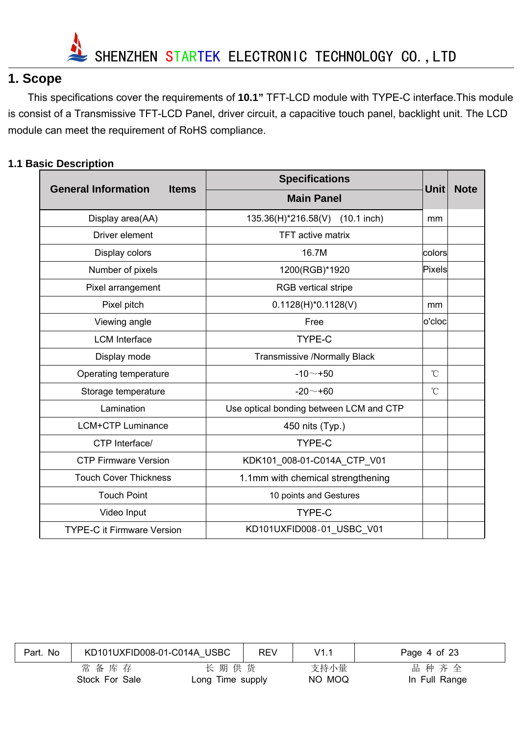# 1. Scope

This specifications cover the requirements of **10.1"** TFT-LCD module with TYPE-C interface.This module is consist of a Transmissive TFT-LCD Panel, driver circuit, a capacitive touch panel, backlight unit. The LCD module can meet the requirement of RoHS compliance.

## 1.1 Basic Description

| General Information Items | Specifications | Unit | Note |
|---|---|---|---|
| | Main Panel | | |
| Display area(AA) | 135.36(H)*216.58(V) (10.1 inch) | mm | |
| Driver element | TFT active matrix | | |
| Display colors | 16.7M | colors | |
| Number of pixels | 1200(RGB)*1920 | Pixels | |
| Pixel arrangement | RGB vertical stripe | | |
| Pixel pitch | 0.1128(H)*0.1128(V) | mm | |
| Viewing angle | Free | o'cloc | |
| LCM Interface | TYPE-C | | |
| Display mode | Transmissive /Normally Black | | |
| Operating temperature | -10～+50 | ℃ | |
| Storage temperature | -20～+60 | ℃ | |
| Lamination | Use optical bonding between LCM and CTP | | |
| LCM+CTP Luminance | 450 nits (Typ.) | | |
| CTP Interface/ | TYPE-C | | |
| CTP Firmware Version | KDK101_008-01-C014A_CTP_V01 | | |
| Touch Cover Thickness | 1.1mm with chemical strengthening | | |
| Touch Point | 10 points and Gestures | | |
| Video Input | TYPE-C | | |
| TYPE-C it Firmware Version | KD101UXFID008-01_USBC_V01 | | |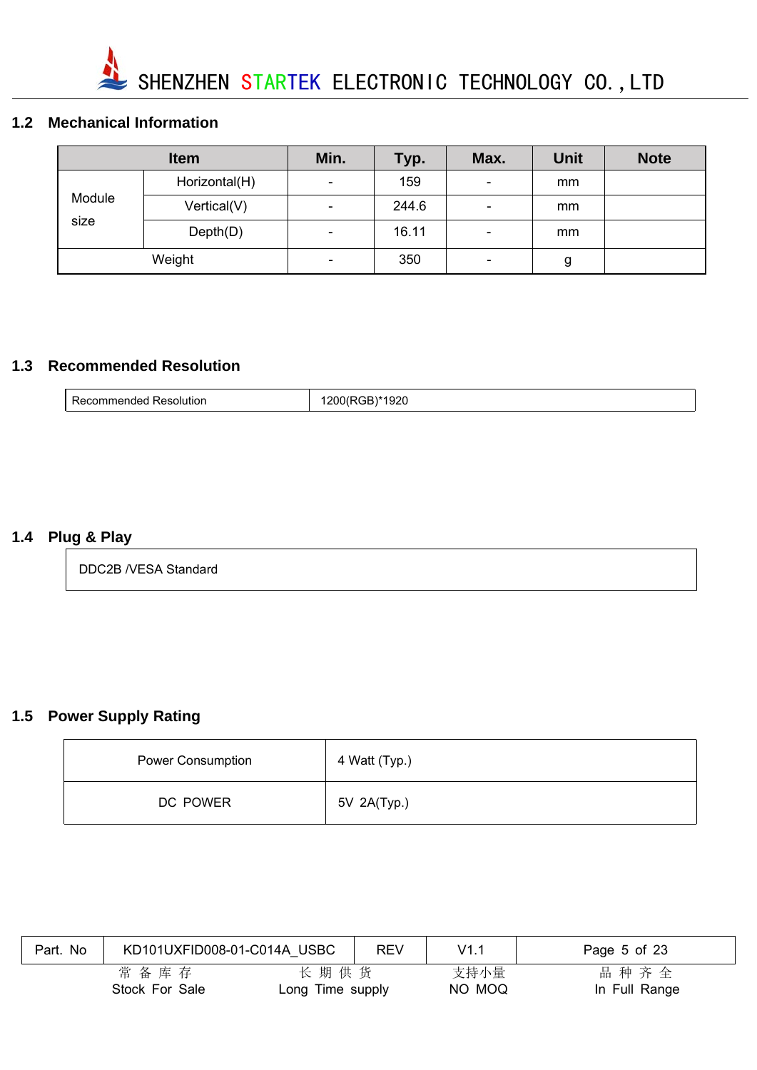## 1.2 Mechanical Information

| Item | | Min. | Typ. | Max. | Unit | Note |
|---|---|---|---|---|---|---|
| Module size | Horizontal(H) | - | 159 | - | mm | |
| | Vertical(V) | - | 244.6 | - | mm | |
| | Depth(D) | - | 16.11 | - | mm | |
| Weight | | - | 350 | - | g | |

## 1.3 Recommended Resolution

| Recommended Resolution | 1200(RGB)*1920 |
|---|---|

## 1.4 Plug & Play

DDC2B /VESA Standard

## 1.5 Power Supply Rating

| Power Consumption | 4 Watt (Typ.) |
|---|---|
| DC POWER | 5V 2A(Typ.) |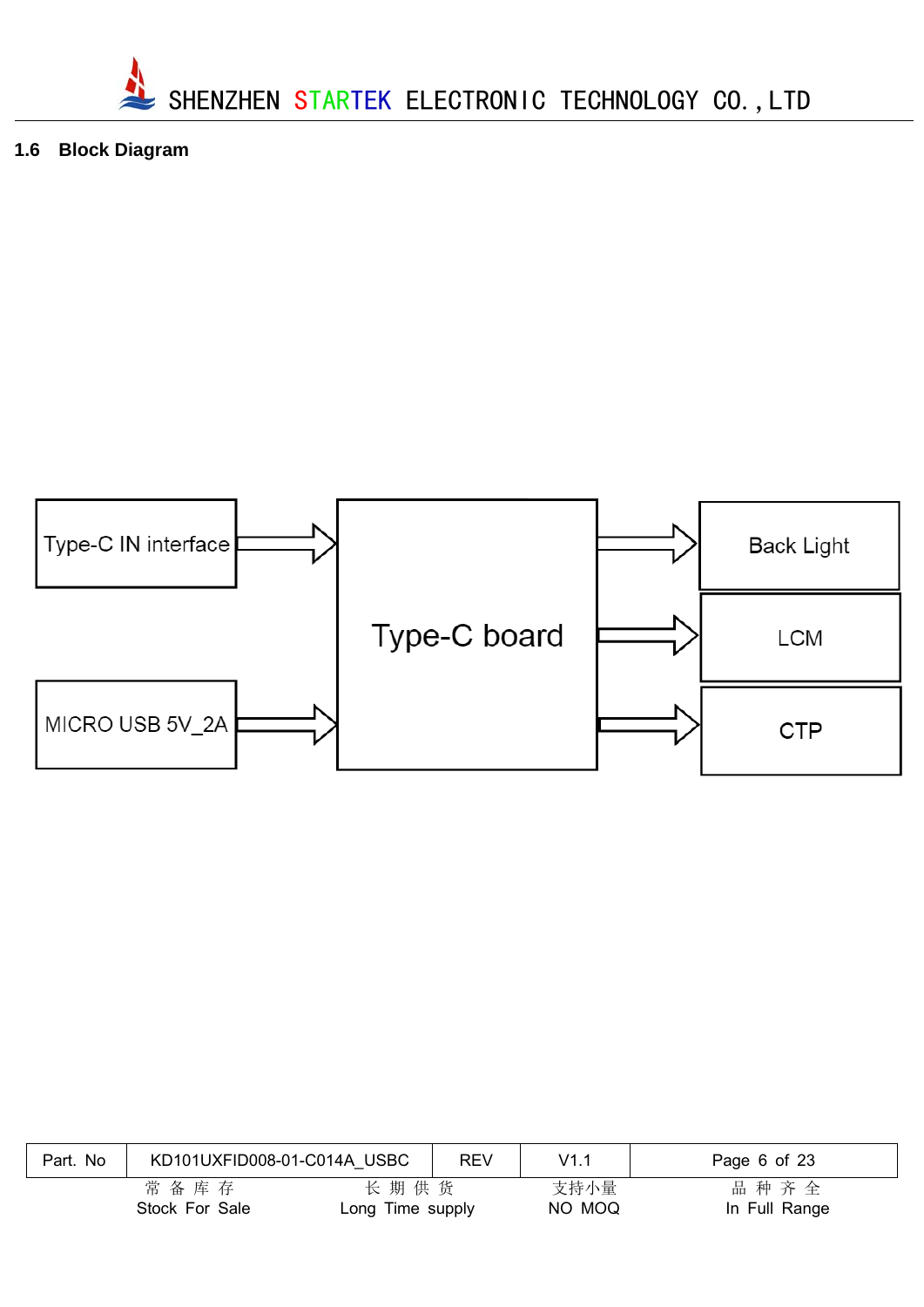## 1.6 Block Diagram

Type-C IN interface

MICRO USB 5V_2A

Type-C board

Back Light

LCM

CTP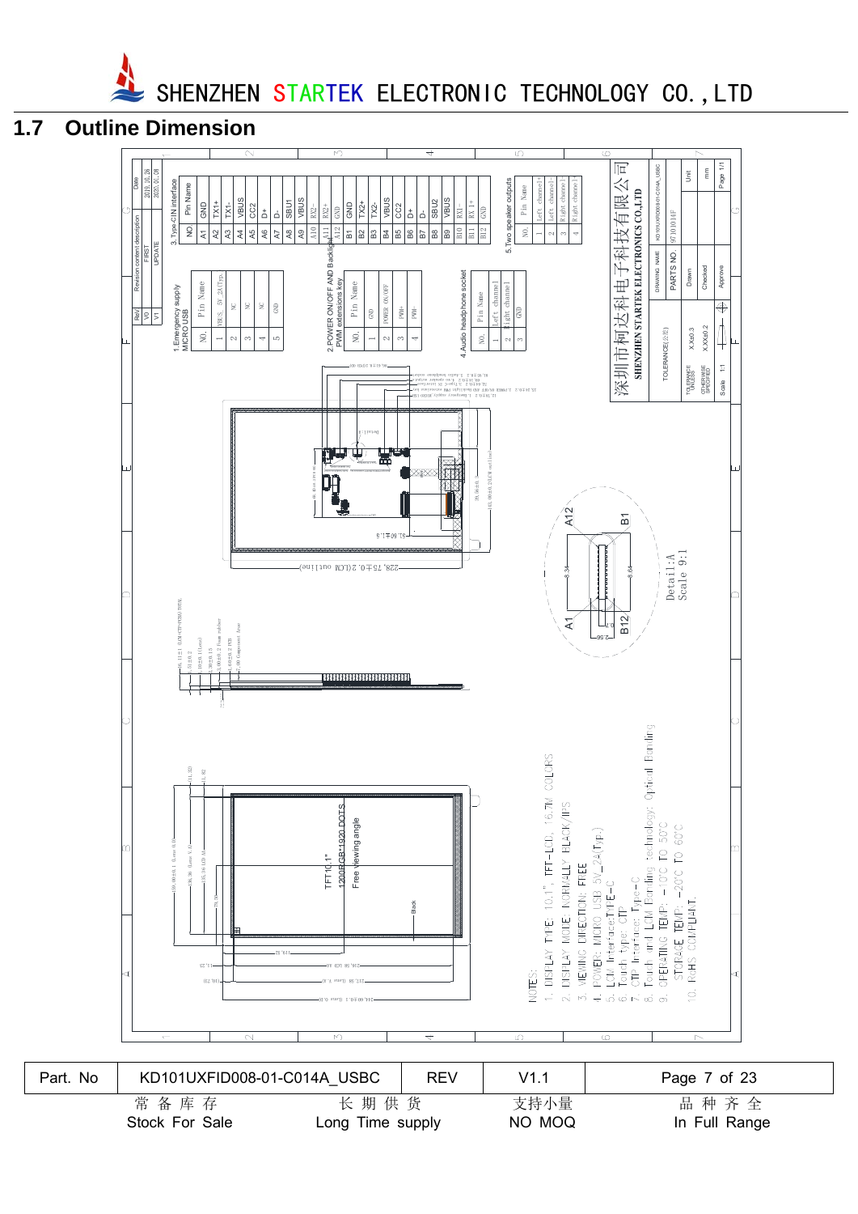## 1.7 Outline Dimension

| Rev | Revision content description | Date |
| --- | --- | --- |
| V0 | FIRST | 2019.10.26 |
| V1 | UPDATE | 2020.01.08 |

**1. Emergency supply MICRO USB**

| NO. | Pin Name |
| --- | --- |
| 1 | VBUS 5V 2A(Typ) |
| 2 | NC |
| 3 | NC |
| 4 | NC |
| 5 | GND |

**2. POWER ON/OFF AND Backlight PWM extensions key**

| NO. | Pin Name |
| --- | --- |
| 1 | GND |
| 2 | POWER ON/OFF |
| 3 | PWM+ |
| 4 | PWM- |

**3. Type-C IN interface**

| NO | Pin Name |
| --- | --- |
| A1 | GND |
| A2 | TX1+ |
| A3 | TX1- |
| A4 | VBUS |
| A5 | CC2 |
| A6 | D+ |
| A7 | D- |
| A8 | SBU1 |
| A9 | VBUS |
| A10 | RX2- |
| A11 | RX2+ |
| A12 | GND |
| B1 | GND |
| B2 | TX2+ |
| B3 | TX2- |
| B4 | VBUS |
| B5 | CC2 |
| B6 | D+ |
| B7 | D- |
| B8 | SBU2 |
| B9 | VBUS |
| B10 | RX1- |
| B11 | RX1+ |
| B12 | GND |

**4. Audio headphone socket**

| NO. | Pin Name |
| --- | --- |
| 1 | Left channel |
| 2 | Right channel |
| 3 | GND |

**5. Two speaker outputs**

| NO. | Pin Name |
| --- | --- |
| 1 | Left channel+ |
| 2 | Left channel- |
| 3 | Right channel+ |
| 4 | Right channel- |

深圳市柯达科电子科技有限公司
SHENZHEN STARTEK ELECTRONICS CO.,LTD

| TOLERANCE(公差) | DRAWING NAME | KD101UXFID008-01-C014A_USBC |
| --- | --- | --- |
| TOLERANCE UNLESS OTHERWISE SPECIFIED X.X±0.3 X.XX±0.2 | PARTS NO. | 97101014F |
| | Drawn | |
| | Checked | |
| | Approve | |
| Scale 1:1 | Unit mm | Page 1/1 |

Detail:A
Scale 9:1

TFT10.1"
1200RGB*1920 DOTS
Free viewing angle

NOTES:
1. DISPLAY TYPE: 10.1" TFT-LCD, 16.7M COLORS
2. DISPLAY MODE: NORMALLY BLACK/IPS
3. VIEWING DIRECTION: FREE
4. POWER: MICRO USB 5V 2A(Typ.)
5. LCM Interface:TYPE-C
6. Touch type: CTP
7. CTP Interface: Type-C
8. Touch and LCM Bonding technology: Optical Bonding
9. OPERATING TEMP: -10°C TO 50°C
STORAGE TEMP: -20°C TO 60°C
10. RoHS COMPLIANT.

| Part. No | KD101UXFID008-01-C014A_USBC | REV | V1.1 | |
| --- | --- | --- | --- | --- |

常备库存 Stock For Sale　　长期供货 Long Time supply　　支持小量 NO MOQ　　品种齐全 In Full Range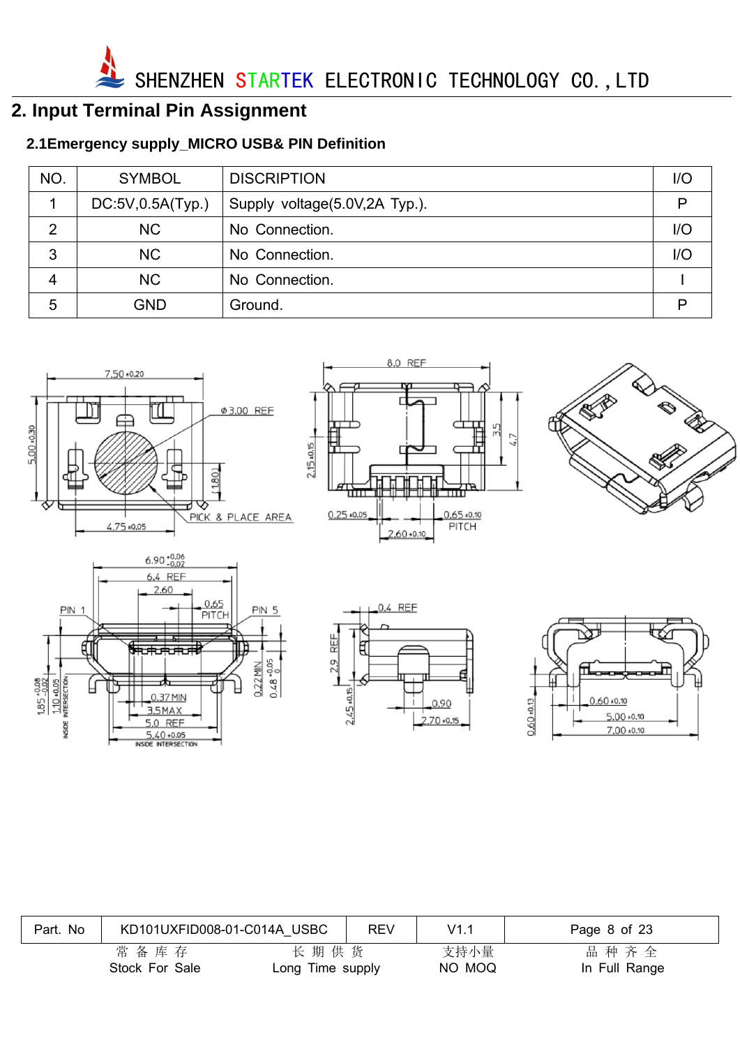## 2. Input Terminal Pin Assignment

### 2.1Emergency supply_MICRO USB& PIN Definition

| NO. | SYMBOL | DISCRIPTION | I/O |
|---|---|---|---|
| 1 | DC:5V,0.5A(Typ.) | Supply voltage(5.0V,2A Typ.). | P |
| 2 | NC | No Connection. | I/O |
| 3 | NC | No Connection. | I/O |
| 4 | NC | No Connection. | I |
| 5 | GND | Ground. | P |

| Part. No | KD101UXFID008-01-C014A_USBC | REV | V1.1 |
|---|---|---|---|

常 备 库 存 Stock For Sale　长 期 供 货 Long Time supply　支持小量 NO MOQ　品 种 齐 全 In Full Range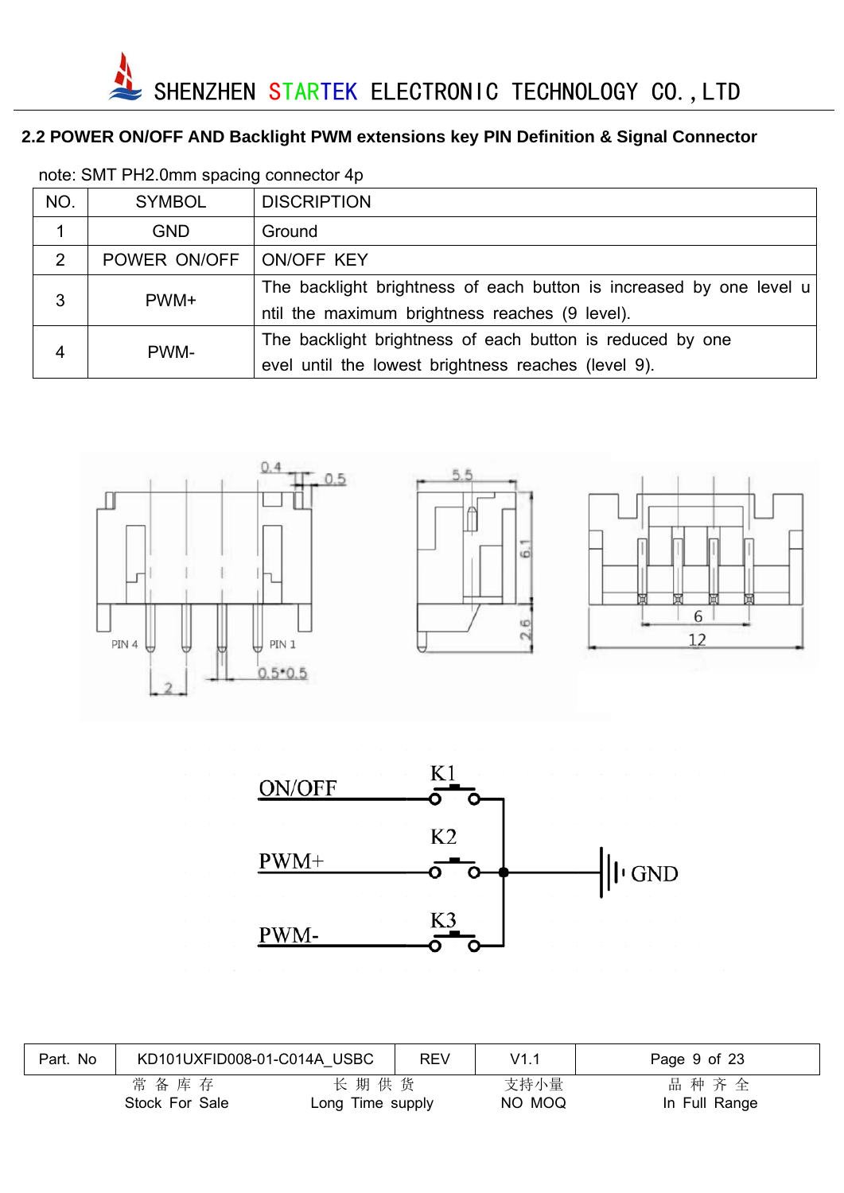## 2.2 POWER ON/OFF AND Backlight PWM extensions key PIN Definition & Signal Connector

note: SMT PH2.0mm spacing connector 4p

| NO. | SYMBOL | DISCRIPTION |
|---|---|---|
| 1 | GND | Ground |
| 2 | POWER ON/OFF | ON/OFF KEY |
| 3 | PWM+ | The backlight brightness of each button is increased by one level until the maximum brightness reaches (9 level). |
| 4 | PWM- | The backlight brightness of each button is reduced by one evel until the lowest brightness reaches (level 9). |

| Part. No | KD101UXFID008-01-C014A_USBC | REV | V1.1 |
|---|---|---|---|
| 常 备 库 存 Stock For Sale | 长 期 供 货 Long Time supply | 支持小量 NO MOQ | 品 种 齐 全 In Full Range |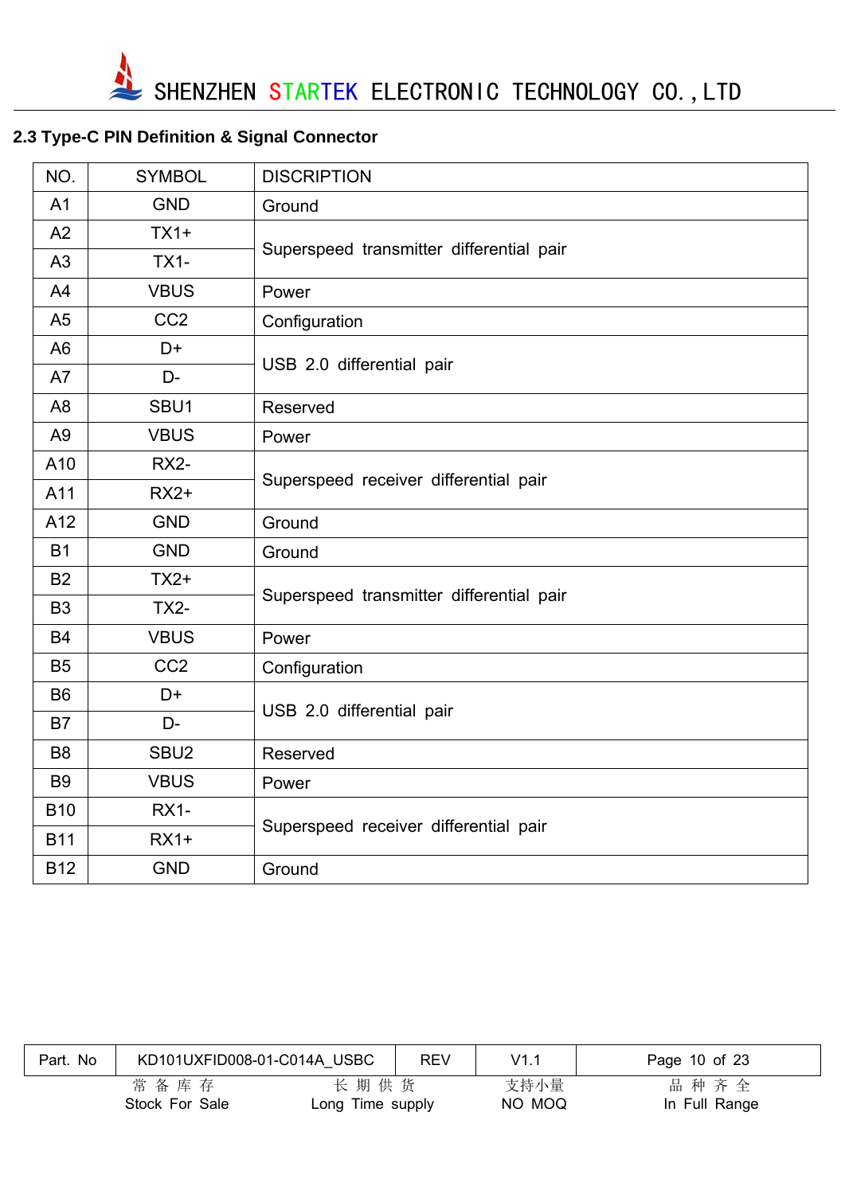## 2.3 Type-C PIN Definition & Signal Connector

| NO. | SYMBOL | DISCRIPTION |
|---|---|---|
| A1 | GND | Ground |
| A2 | TX1+ | Superspeed transmitter differential pair |
| A3 | TX1- | |
| A4 | VBUS | Power |
| A5 | CC2 | Configuration |
| A6 | D+ | USB 2.0 differential pair |
| A7 | D- | |
| A8 | SBU1 | Reserved |
| A9 | VBUS | Power |
| A10 | RX2- | Superspeed receiver differential pair |
| A11 | RX2+ | |
| A12 | GND | Ground |
| B1 | GND | Ground |
| B2 | TX2+ | Superspeed transmitter differential pair |
| B3 | TX2- | |
| B4 | VBUS | Power |
| B5 | CC2 | Configuration |
| B6 | D+ | USB 2.0 differential pair |
| B7 | D- | |
| B8 | SBU2 | Reserved |
| B9 | VBUS | Power |
| B10 | RX1- | Superspeed receiver differential pair |
| B11 | RX1+ | |
| B12 | GND | Ground |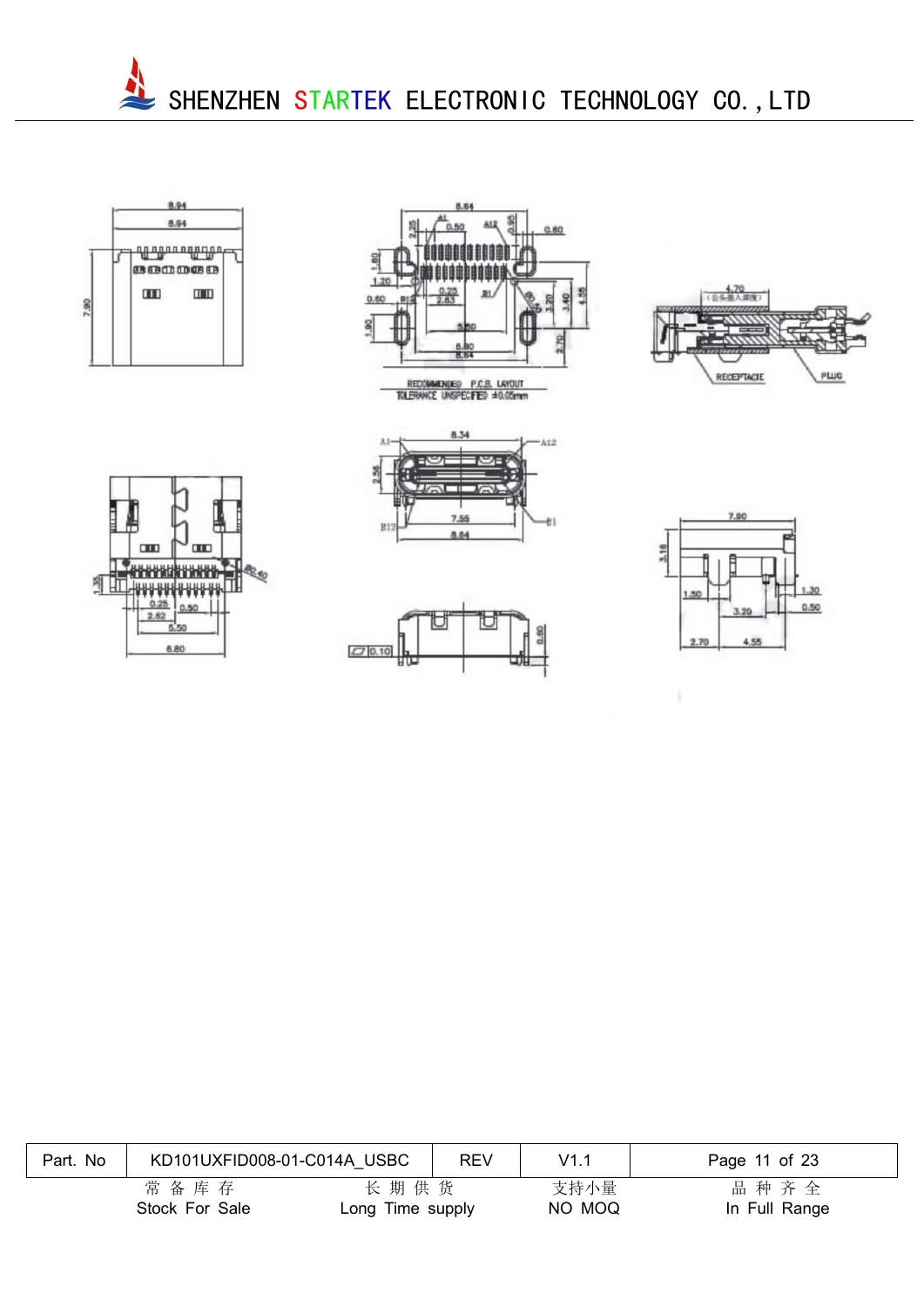RECOMMENDED P.C.B. LAYOUT

TOLERANCE UNSPECIFIED ±0.05mm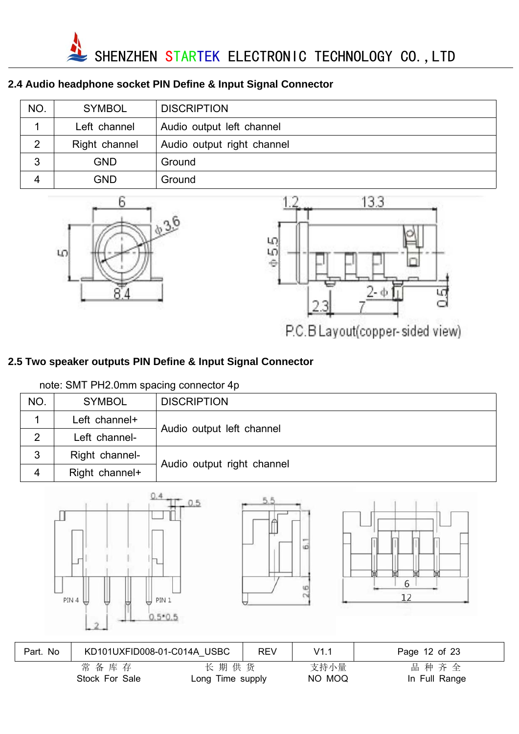## 2.4 Audio headphone socket PIN Define & Input Signal Connector

| NO. | SYMBOL | DISCRIPTION |
|---|---|---|
| 1 | Left channel | Audio output left channel |
| 2 | Right channel | Audio output right channel |
| 3 | GND | Ground |
| 4 | GND | Ground |

P.C.B Layout(copper-sided view)

## 2.5 Two speaker outputs PIN Define & Input Signal Connector

note: SMT PH2.0mm spacing connector 4p

| NO. | SYMBOL | DISCRIPTION |
|---|---|---|
| 1 | Left channel+ | Audio output left channel |
| 2 | Left channel- | |
| 3 | Right channel- | Audio output right channel |
| 4 | Right channel+ | |

| Part. No | KD101UXFID008-01-C014A_USBC | REV | V1.1 |
|---|---|---|---|

常备库存 Stock For Sale　长期供货 Long Time supply　支持小量 NO MOQ　品种齐全 In Full Range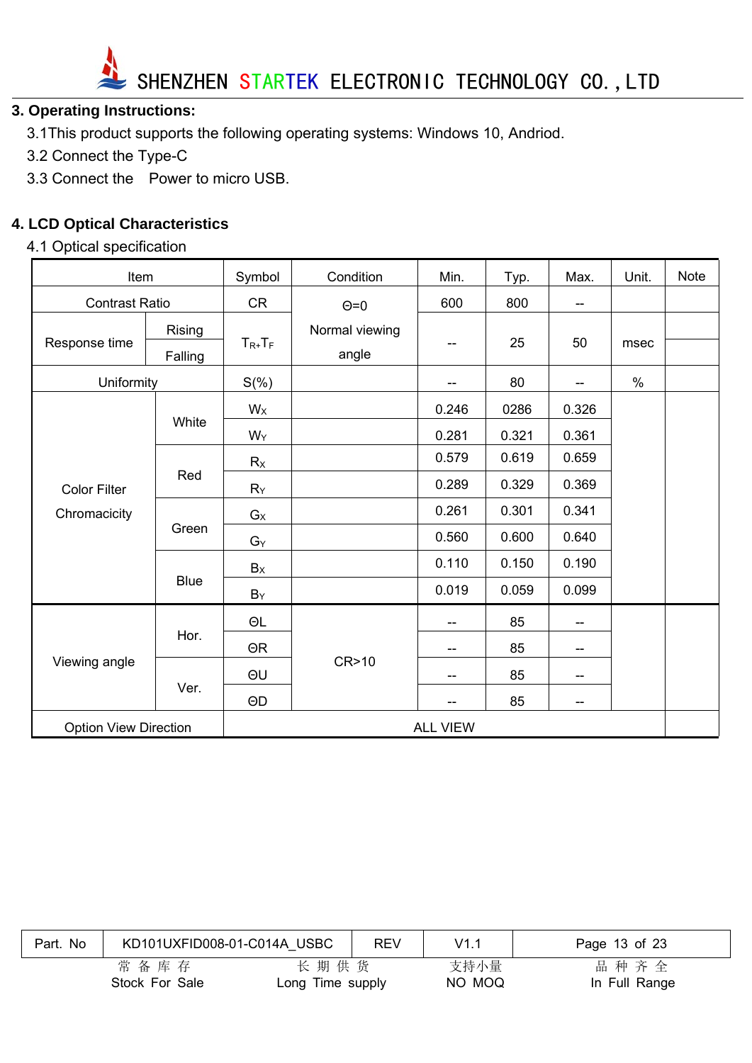## 3. Operating Instructions:

3.1This product supports the following operating systems: Windows 10, Andriod.

3.2 Connect the Type-C

3.3 Connect the  Power to micro USB.

## 4. LCD Optical Characteristics

4.1 Optical specification

| Item | | Symbol | Condition | Min. | Typ. | Max. | Unit. | Note |
|---|---|---|---|---|---|---|---|---|
| Contrast Ratio | | CR | Θ=0 Normal viewing angle | 600 | 800 | -- | | |
| Response time | Rising | $T_{R+}T_F$ | | -- | 25 | 50 | msec | |
| | Falling | | | | | | | |
| Uniformity | | S(%) | | -- | 80 | -- | % | |
| Color Filter Chromacicity | White | $W_X$ | | 0.246 | 0286 | 0.326 | | |
| | | $W_Y$ | | 0.281 | 0.321 | 0.361 | | |
| | Red | $R_X$ | | 0.579 | 0.619 | 0.659 | | |
| | | $R_Y$ | | 0.289 | 0.329 | 0.369 | | |
| | Green | $G_X$ | | 0.261 | 0.301 | 0.341 | | |
| | | $G_Y$ | | 0.560 | 0.600 | 0.640 | | |
| | Blue | $B_X$ | | 0.110 | 0.150 | 0.190 | | |
| | | $B_Y$ | | 0.019 | 0.059 | 0.099 | | |
| Viewing angle | Hor. | ΘL | CR>10 | -- | 85 | -- | | |
| | | ΘR | | -- | 85 | -- | | |
| | Ver. | ΘU | | -- | 85 | -- | | |
| | | ΘD | | -- | 85 | -- | | |
| Option View Direction | | ALL VIEW | | | | | | |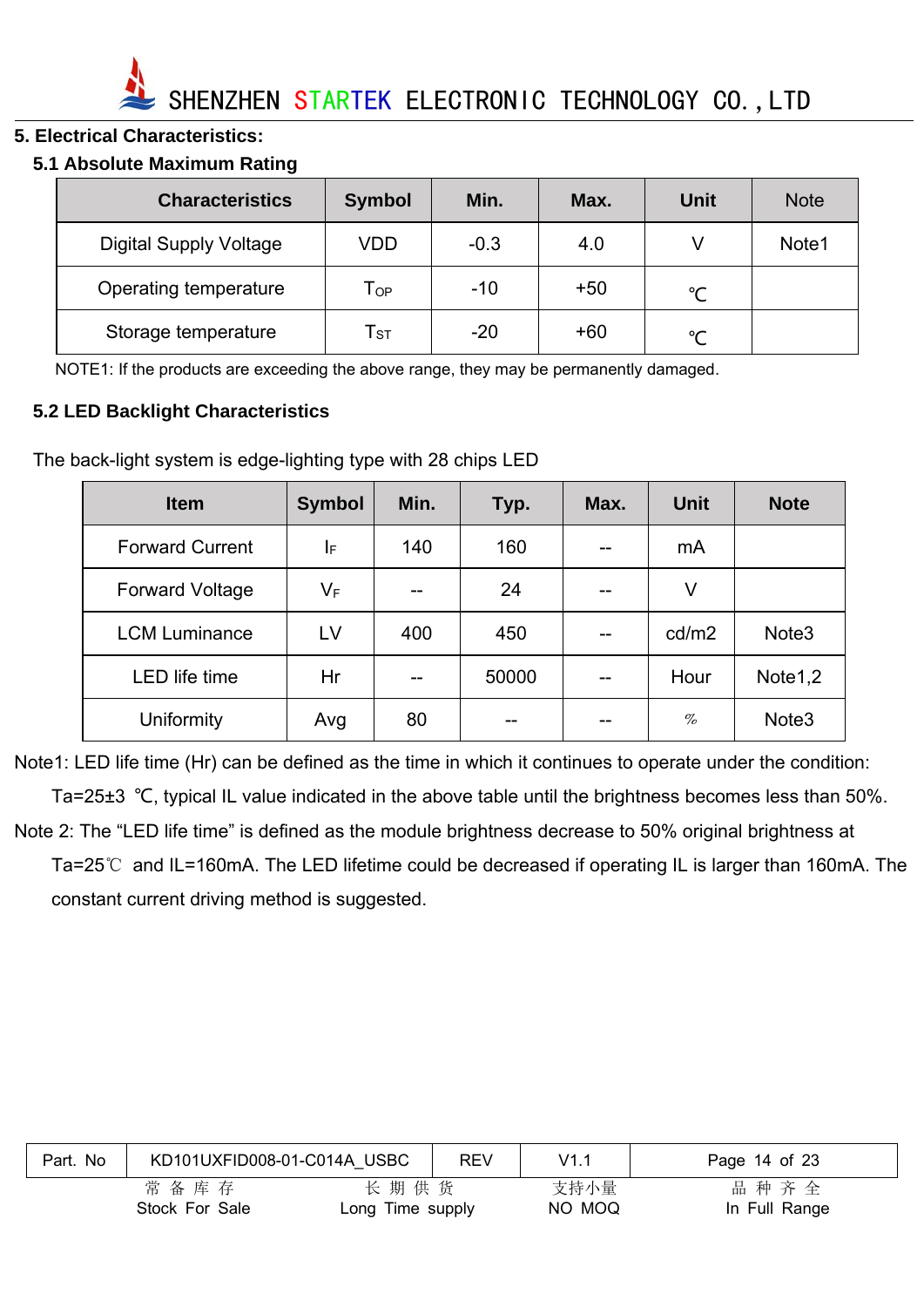## 5. Electrical Characteristics:

### 5.1 Absolute Maximum Rating

| Characteristics | Symbol | Min. | Max. | Unit | Note |
|---|---|---|---|---|---|
| Digital Supply Voltage | VDD | -0.3 | 4.0 | V | Note1 |
| Operating temperature | $T_{OP}$ | -10 | +50 | ℃ | |
| Storage temperature | $T_{ST}$ | -20 | +60 | ℃ | |

NOTE1: If the products are exceeding the above range, they may be permanently damaged.

### 5.2 LED Backlight Characteristics

The back-light system is edge-lighting type with 28 chips LED

| Item | Symbol | Min. | Typ. | Max. | Unit | Note |
|---|---|---|---|---|---|---|
| Forward Current | $I_F$ | 140 | 160 | -- | mA | |
| Forward Voltage | $V_F$ | -- | 24 | -- | V | |
| LCM Luminance | LV | 400 | 450 | -- | cd/m2 | Note3 |
| LED life time | Hr | -- | 50000 | -- | Hour | Note1,2 |
| Uniformity | Avg | 80 | -- | -- | % | Note3 |

Note1: LED life time (Hr) can be defined as the time in which it continues to operate under the condition: Ta=25±3 ℃, typical IL value indicated in the above table until the brightness becomes less than 50%.

Note 2: The "LED life time" is defined as the module brightness decrease to 50% original brightness at Ta=25℃ and IL=160mA. The LED lifetime could be decreased if operating IL is larger than 160mA. The constant current driving method is suggested.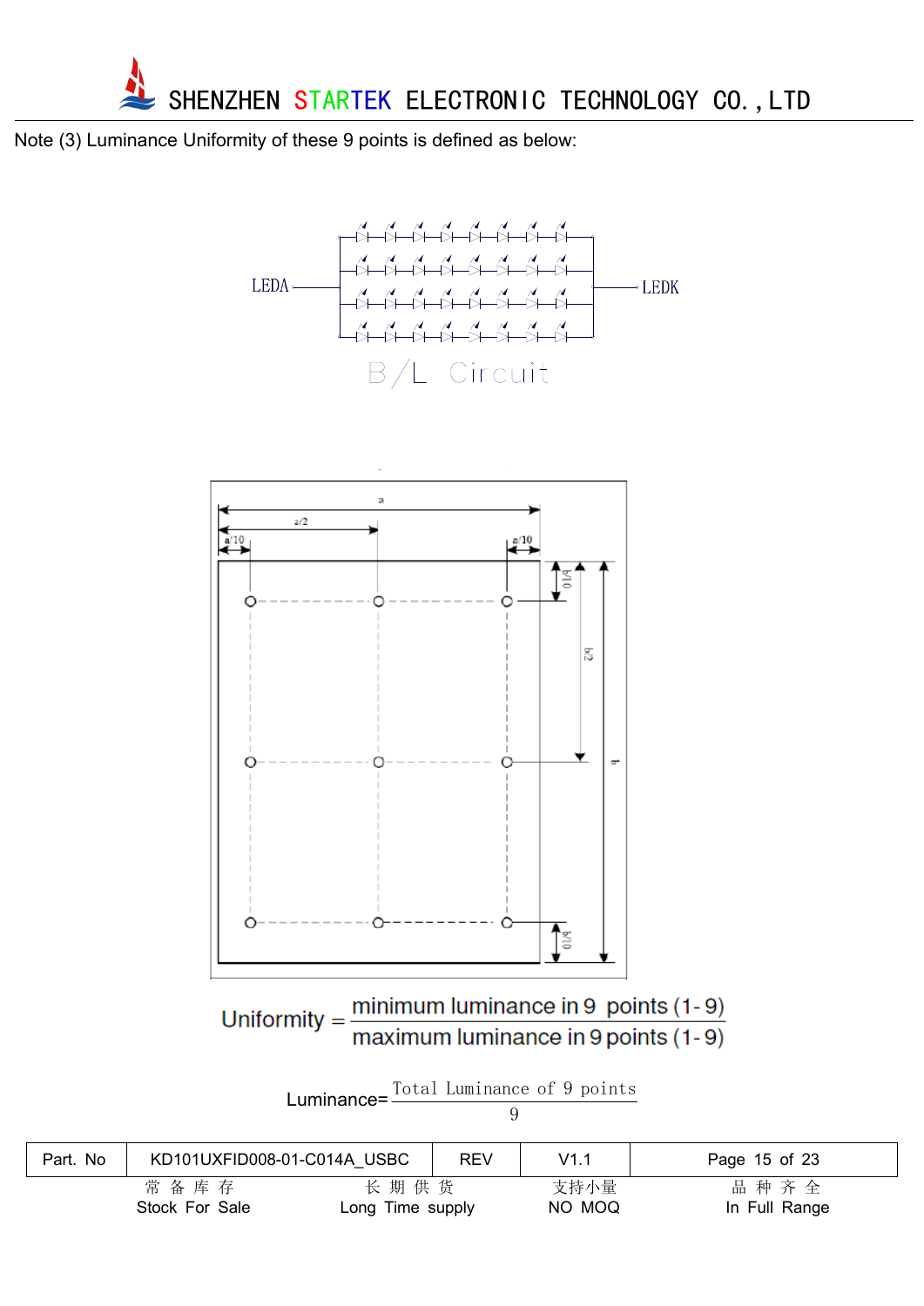Note (3) Luminance Uniformity of these 9 points is defined as below:

LEDA LEDK

B/L Circuit

a a/2 a/10 a/10 b/10 b/2 b b/10

$$\text{Uniformity} = \frac{\text{minimum luminance in 9 points (1-9)}}{\text{maximum luminance in 9 points (1-9)}}$$

$$\text{Luminance} = \frac{\text{Total Luminance of 9 points}}{9}$$

| Part. No | KD101UXFID008-01-C014A_USBC | REV | V1.1 | Page 15 of 23 |
|---|---|---|---|---|

常 备 库 存 Stock For Sale　長 期 供 货 Long Time supply　支持小量 NO MOQ　品 种 齐 全 In Full Range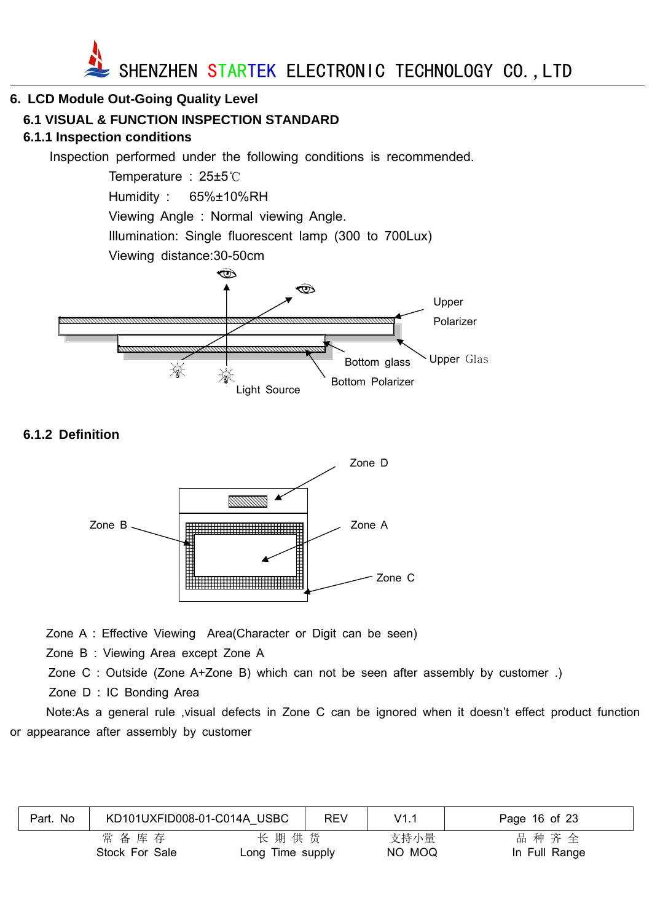# 6. LCD Module Out-Going Quality Level

## 6.1 VISUAL & FUNCTION INSPECTION STANDARD

### 6.1.1 Inspection conditions

Inspection performed under the following conditions is recommended.

Temperature : 25±5℃

Humidity : 65%±10%RH

Viewing Angle : Normal viewing Angle.

Illumination: Single fluorescent lamp (300 to 700Lux)

Viewing distance:30-50cm

Upper Polarizer

Upper Glas

Bottom glass

Bottom Polarizer

Light Source

### 6.1.2 Definition

Zone D

Zone B

Zone A

Zone C

Zone A : Effective Viewing Area(Character or Digit can be seen)

Zone B : Viewing Area except Zone A

Zone C : Outside (Zone A+Zone B) which can not be seen after assembly by customer .)

Zone D : IC Bonding Area

Note:As a general rule ,visual defects in Zone C can be ignored when it doesn't effect product function or appearance after assembly by customer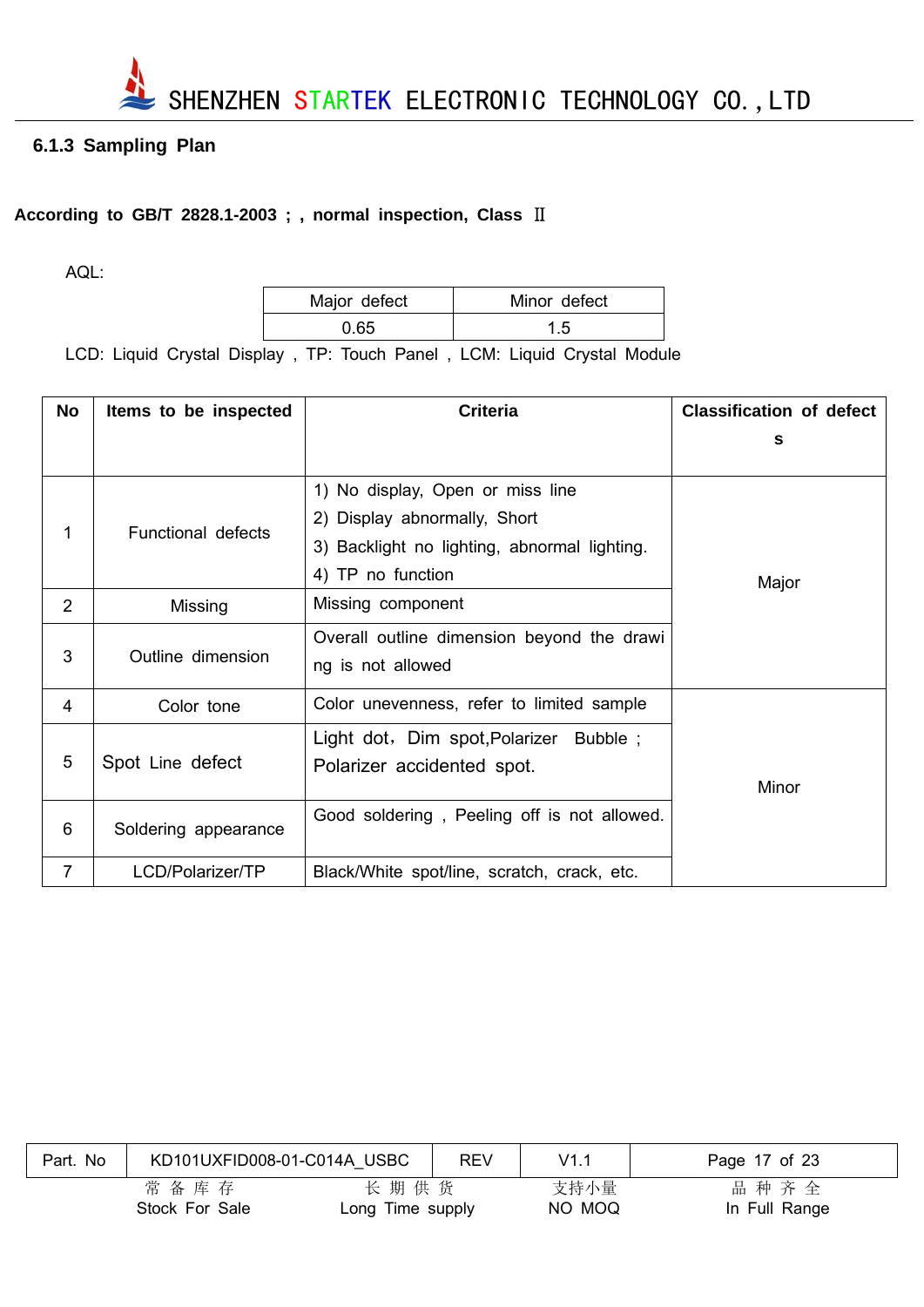### 6.1.3 Sampling Plan

**According to GB/T 2828.1-2003 ; , normal inspection, Class Ⅱ**

AQL:

| Major defect | Minor defect |
|---|---|
| 0.65 | 1.5 |

LCD: Liquid Crystal Display , TP: Touch Panel , LCM: Liquid Crystal Module

| No | Items to be inspected | Criteria | Classification of defects |
|---|---|---|---|
| 1 | Functional defects | 1) No display, Open or miss line<br>2) Display abnormally, Short<br>3) Backlight no lighting, abnormal lighting.<br>4) TP no function | Major |
| 2 | Missing | Missing component | |
| 3 | Outline dimension | Overall outline dimension beyond the drawing is not allowed | |
| 4 | Color tone | Color unevenness, refer to limited sample | Minor |
| 5 | Spot Line defect | Light dot，Dim spot,Polarizer Bubble ; Polarizer accidented spot. | |
| 6 | Soldering appearance | Good soldering , Peeling off is not allowed. | |
| 7 | LCD/Polarizer/TP | Black/White spot/line, scratch, crack, etc. | |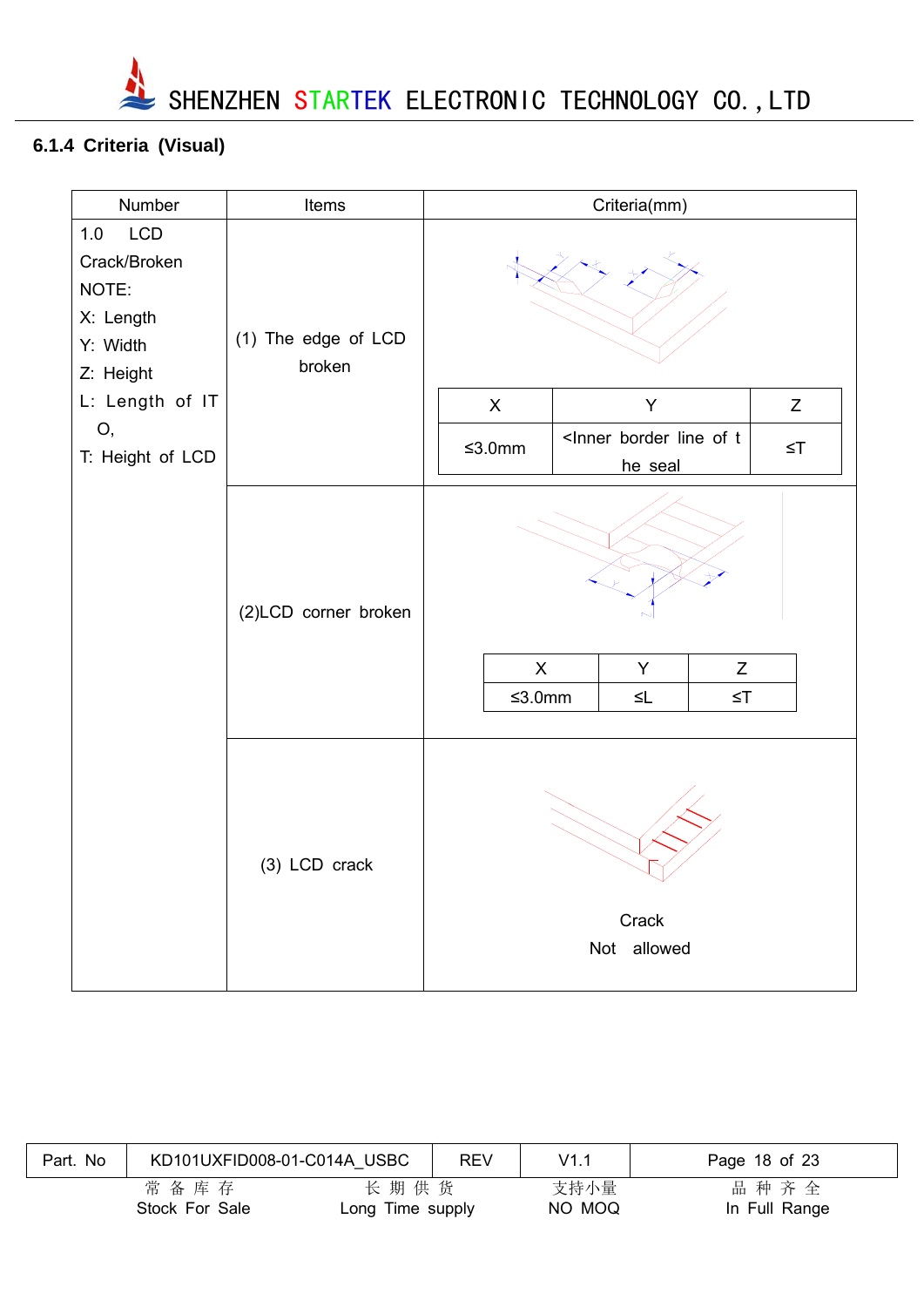### 6.1.4 Criteria (Visual)

| Number | Items | Criteria(mm) | | |
|---|---|---|---|---|
| 1.0 LCD Crack/Broken<br>NOTE:<br>X: Length<br>Y: Width<br>Z: Height<br>L: Length of ITO,<br>T: Height of LCD | (1) The edge of LCD broken | X | Y | Z |
| | | ≤3.0mm | <Inner border line of the seal | ≤T |
| | (2)LCD corner broken | X | Y | Z |
| | | ≤3.0mm | ≤L | ≤T |
| | (3) LCD crack | Crack Not allowed | | |

| Part. No | KD101UXFID008-01-C014A_USBC | REV | V1.1 |
|---|---|---|---|

常备库存 Stock For Sale　　长期供货 Long Time supply　　支持小量 NO MOQ　　品种齐全 In Full Range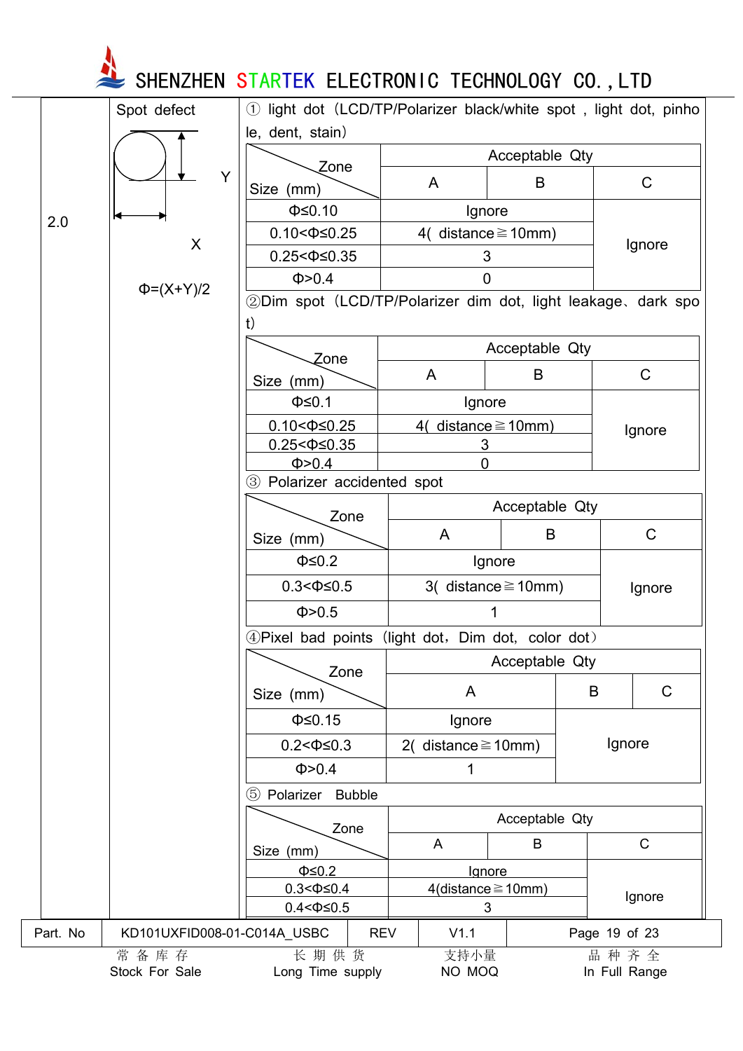| 2.0 | Spot defect | |
|---|---|---|

**2.0 Spot defect**

Y

X

Φ=(X+Y)/2

① light dot（LCD/TP/Polarizer black/white spot , light dot, pinhole, dent, stain）

| Size (mm) \ Zone | Acceptable Qty A | Acceptable Qty B | Acceptable Qty C |
|---|---|---|---|
| Φ≤0.10 | Ignore | | Ignore |
| 0.10<Φ≤0.25 | 4( distance≧10mm) | | Ignore |
| 0.25<Φ≤0.35 | 3 | | Ignore |
| Φ>0.4 | 0 | | Ignore |

②Dim spot（LCD/TP/Polarizer dim dot, light leakage、dark spot）

| Size (mm) \ Zone | Acceptable Qty A | Acceptable Qty B | Acceptable Qty C |
|---|---|---|---|
| Φ≤0.1 | Ignore | | Ignore |
| 0.10<Φ≤0.25 | 4( distance≧10mm) | | Ignore |
| 0.25<Φ≤0.35 | 3 | | Ignore |
| Φ>0.4 | 0 | | Ignore |

③ Polarizer accidented spot

| Size (mm) \ Zone | Acceptable Qty A | Acceptable Qty B | Acceptable Qty C |
|---|---|---|---|
| Φ≤0.2 | Ignore | | Ignore |
| 0.3<Φ≤0.5 | 3( distance≧10mm) | | Ignore |
| Φ>0.5 | 1 | | Ignore |

④Pixel bad points（light dot，Dim dot，color dot）

| Size (mm) \ Zone | Acceptable Qty A | Acceptable Qty B | Acceptable Qty C |
|---|---|---|---|
| Φ≤0.15 | Ignore | Ignore | |
| 0.2<Φ≤0.3 | 2( distance≧10mm) | Ignore | |
| Φ>0.4 | 1 | Ignore | |

⑤ Polarizer Bubble

| Size (mm) \ Zone | Acceptable Qty A | Acceptable Qty B | Acceptable Qty C |
|---|---|---|---|
| Φ≤0.2 | Ignore | | Ignore |
| 0.3<Φ≤0.4 | 4(distance≧10mm) | | Ignore |
| 0.4<Φ≤0.5 | 3 | | Ignore |

| Part. No | KD101UXFID008-01-C014A_USBC | REV | V1.1 |
|---|---|---|---|

常 备 库 存 Stock For Sale　　长 期 供 货 Long Time supply　　支持小量 NO MOQ　　品 种 齐 全 In Full Range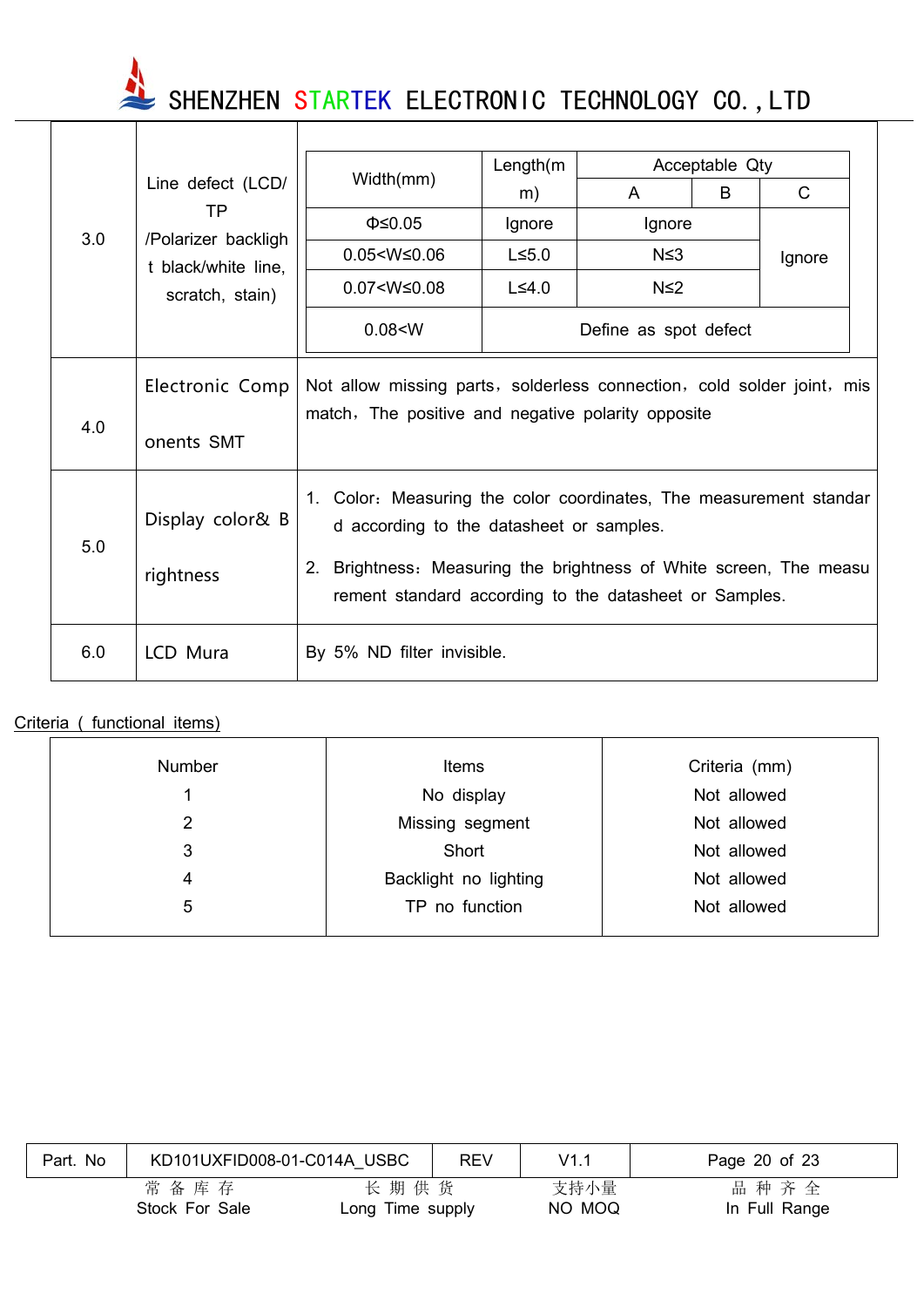| 3.0 | Line defect (LCD/ TP /Polarizer backlight black/white line, scratch, stain) | (see nested table below) |
|---|---|---|
| 4.0 | Electronic Components SMT | Not allow missing parts，solderless connection，cold solder joint，mismatch，The positive and negative polarity opposite |
| 5.0 | Display color& Brightness | 1. Color：Measuring the color coordinates, The measurement standard according to the datasheet or samples.<br>2. Brightness：Measuring the brightness of White screen, The measurement standard according to the datasheet or Samples. |
| 6.0 | LCD Mura | By 5% ND filter invisible. |

Line defect criteria (item 3.0):

| Width(mm) | Length(mm) | Acceptable Qty | | |
|---|---|---|---|---|
| | | A | B | C |
| Φ≤0.05 | Ignore | Ignore | | Ignore |
| 0.05<W≤0.06 | L≤5.0 | N≤3 | | Ignore |
| 0.07<W≤0.08 | L≤4.0 | N≤2 | | Ignore |
| 0.08<W | Define as spot defect | | | |

Criteria ( functional items)

| Number | Items | Criteria (mm) |
|---|---|---|
| 1 | No display | Not allowed |
| 2 | Missing segment | Not allowed |
| 3 | Short | Not allowed |
| 4 | Backlight no lighting | Not allowed |
| 5 | TP no function | Not allowed |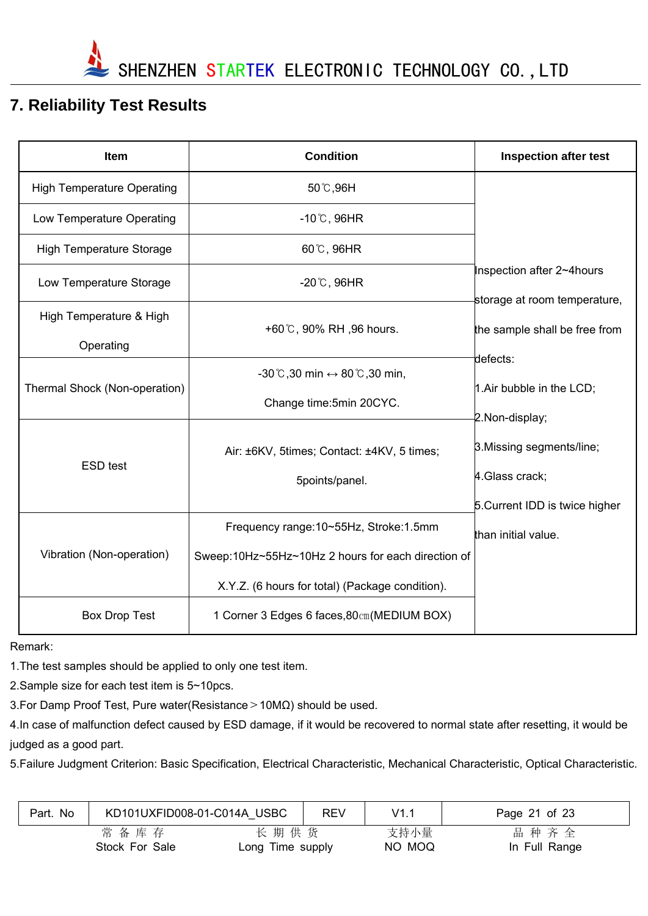## 7. Reliability Test Results

| Item | Condition | Inspection after test |
|---|---|---|
| High Temperature Operating | 50℃,96H | Inspection after 2~4hours storage at room temperature, the sample shall be free from defects:<br>1.Air bubble in the LCD;<br>2.Non-display;<br>3.Missing segments/line;<br>4.Glass crack;<br>5.Current IDD is twice higher than initial value. |
| Low Temperature Operating | -10℃, 96HR | |
| High Temperature Storage | 60℃, 96HR | |
| Low Temperature Storage | -20℃, 96HR | |
| High Temperature & High Operating | +60℃, 90% RH ,96 hours. | |
| Thermal Shock (Non-operation) | -30℃,30 min ↔ 80℃,30 min,<br>Change time:5min 20CYC. | |
| ESD test | Air: ±6KV, 5times; Contact: ±4KV, 5 times;<br>5points/panel. | |
| Vibration (Non-operation) | Frequency range:10~55Hz, Stroke:1.5mm<br>Sweep:10Hz~55Hz~10Hz 2 hours for each direction of X.Y.Z. (6 hours for total) (Package condition). | |
| Box Drop Test | 1 Corner 3 Edges 6 faces,80㎝(MEDIUM BOX) | |

Remark:

1.The test samples should be applied to only one test item.

2.Sample size for each test item is 5~10pcs.

3.For Damp Proof Test, Pure water(Resistance＞10MΩ) should be used.

4.In case of malfunction defect caused by ESD damage, if it would be recovered to normal state after resetting, it would be judged as a good part.

5.Failure Judgment Criterion: Basic Specification, Electrical Characteristic, Mechanical Characteristic, Optical Characteristic.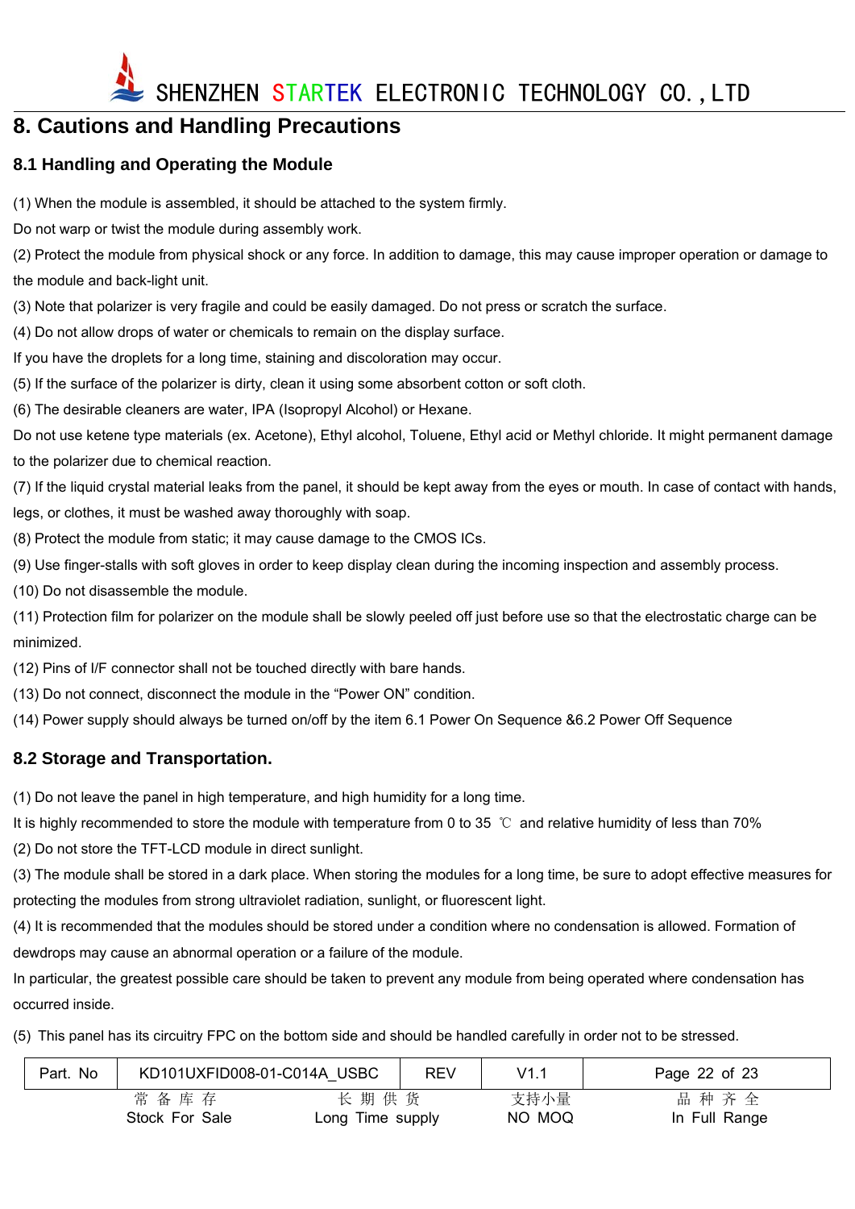# 8. Cautions and Handling Precautions

## 8.1 Handling and Operating the Module

(1) When the module is assembled, it should be attached to the system firmly.

Do not warp or twist the module during assembly work.

(2) Protect the module from physical shock or any force. In addition to damage, this may cause improper operation or damage to the module and back-light unit.

(3) Note that polarizer is very fragile and could be easily damaged. Do not press or scratch the surface.

(4) Do not allow drops of water or chemicals to remain on the display surface.

If you have the droplets for a long time, staining and discoloration may occur.

(5) If the surface of the polarizer is dirty, clean it using some absorbent cotton or soft cloth.

(6) The desirable cleaners are water, IPA (Isopropyl Alcohol) or Hexane.

Do not use ketene type materials (ex. Acetone), Ethyl alcohol, Toluene, Ethyl acid or Methyl chloride. It might permanent damage to the polarizer due to chemical reaction.

(7) If the liquid crystal material leaks from the panel, it should be kept away from the eyes or mouth. In case of contact with hands, legs, or clothes, it must be washed away thoroughly with soap.

(8) Protect the module from static; it may cause damage to the CMOS ICs.

(9) Use finger-stalls with soft gloves in order to keep display clean during the incoming inspection and assembly process.

(10) Do not disassemble the module.

(11) Protection film for polarizer on the module shall be slowly peeled off just before use so that the electrostatic charge can be minimized.

(12) Pins of I/F connector shall not be touched directly with bare hands.

(13) Do not connect, disconnect the module in the "Power ON" condition.

(14) Power supply should always be turned on/off by the item 6.1 Power On Sequence &6.2 Power Off Sequence

## 8.2 Storage and Transportation.

(1) Do not leave the panel in high temperature, and high humidity for a long time.

It is highly recommended to store the module with temperature from 0 to 35 ℃ and relative humidity of less than 70%

(2) Do not store the TFT-LCD module in direct sunlight.

(3) The module shall be stored in a dark place. When storing the modules for a long time, be sure to adopt effective measures for protecting the modules from strong ultraviolet radiation, sunlight, or fluorescent light.

(4) It is recommended that the modules should be stored under a condition where no condensation is allowed. Formation of dewdrops may cause an abnormal operation or a failure of the module.

In particular, the greatest possible care should be taken to prevent any module from being operated where condensation has occurred inside.

(5) This panel has its circuitry FPC on the bottom side and should be handled carefully in order not to be stressed.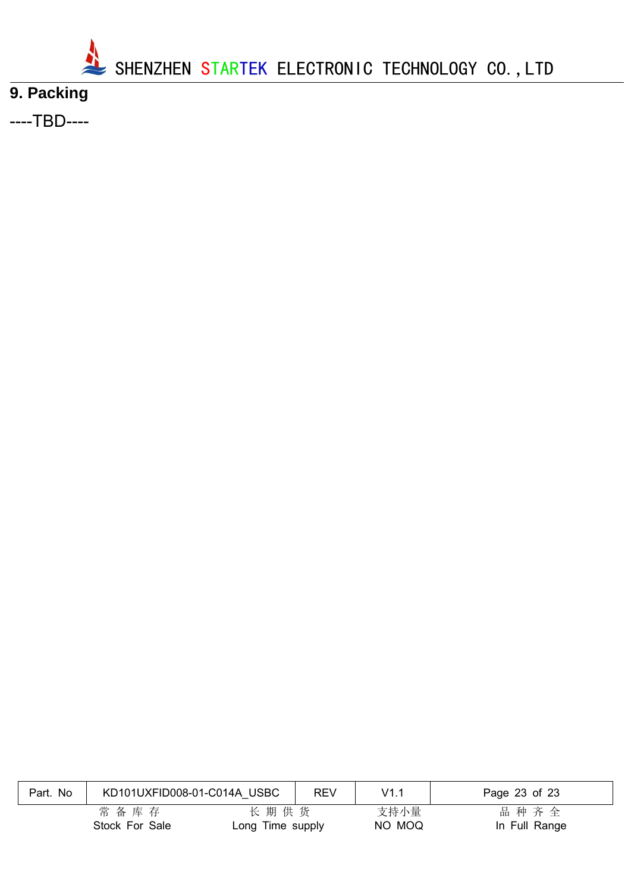## 9. Packing

----TBD----